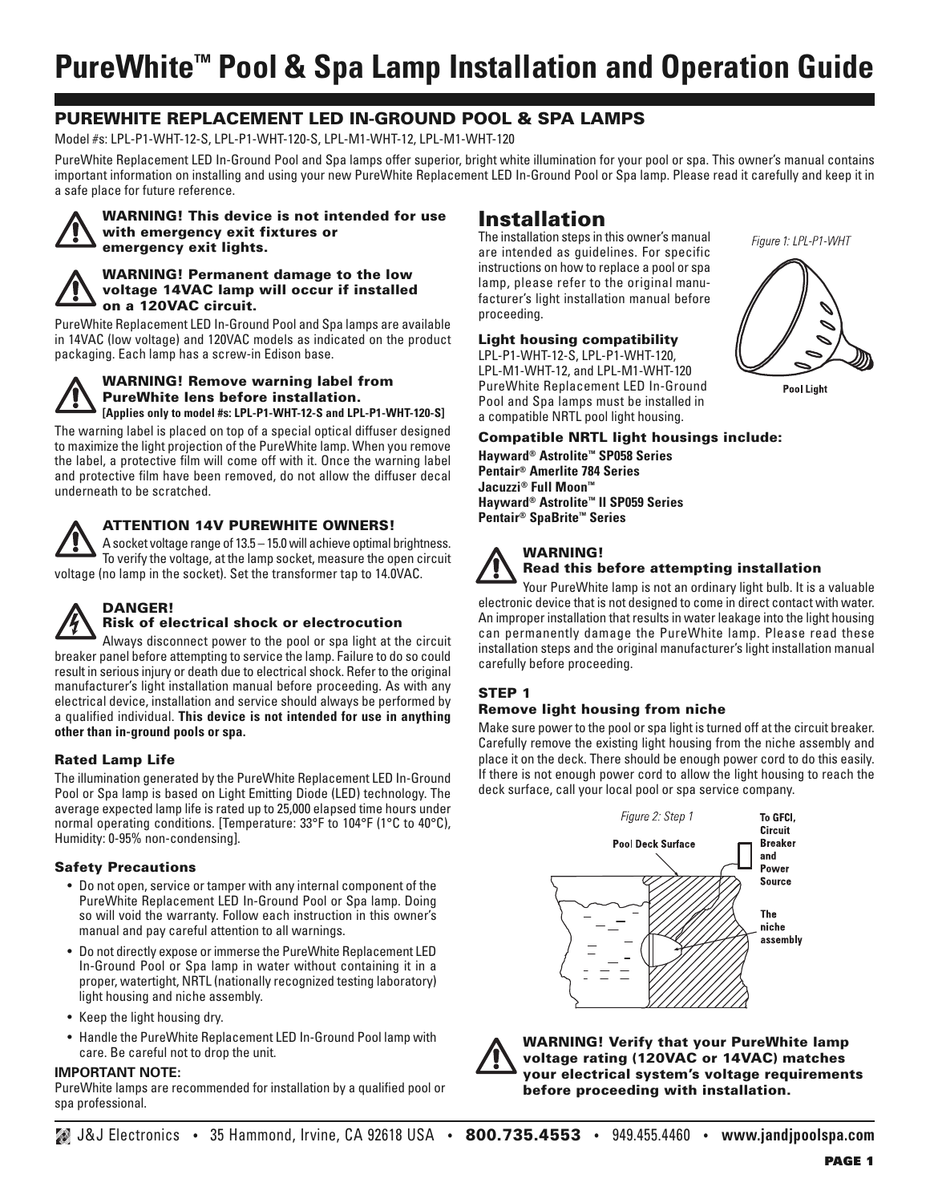# PureWhite™ Pool & Spa Lamp Installation and Operation Guide

## PUREWHITE REPLACEMENT LED IN-GROUND POOL & SPA LAMPS

Model #s: LPL-P1-WHT-12-S, LPL-P1-WHT-120-S, LPL-M1-WHT-12, LPL-M1-WHT-120

PureWhite Replacement LED In-Ground Pool and Spa lamps offer superior, bright white illumination for your pool or spa. This owner's manual contains important information on installing and using your new PureWhite Replacement LED In-Ground Pool or Spa lamp. Please read it carefully and keep it in a safe place for future reference.

**WARNING! This device is not intended for use with emergency exit fixtures or emergency exit lights.**

**WARNING! Permanent damage to the low voltage 14VAC lamp will occur if installed on a 120VAC circuit.**

PureWhite Replacement LED In-Ground Pool and Spa lamps are available in 14VAC (low voltage) and 120VAC models as indicated on the product packaging. Each lamp has a screw-in Edison base.

**WARNING! Remove warning label from PureWhite lens before installation.**
**[Applies only to model #s: LPL-P1-WHT-12-S and LPL-P1-WHT-120-S]**

The warning label is placed on top of a special optical diffuser designed to maximize the light projection of the PureWhite lamp. When you remove the label, a protective film will come off with it. Once the warning label and protective film have been removed, do not allow the diffuser decal underneath to be scratched.

**ATTENTION 14V PUREWHITE OWNERS!**

A socket voltage range of 13.5 – 15.0 will achieve optimal brightness. To verify the voltage, at the lamp socket, measure the open circuit voltage (no lamp in the socket). Set the transformer tap to 14.0VAC.

**DANGER!**
**Risk of electrical shock or electrocution**

Always disconnect power to the pool or spa light at the circuit breaker panel before attempting to service the lamp. Failure to do so could result in serious injury or death due to electrical shock. Refer to the original manufacturer's light installation manual before proceeding. As with any electrical device, installation and service should always be performed by a qualified individual. **This device is not intended for use in anything other than in-ground pools or spa.**

### Rated Lamp Life

The illumination generated by the PureWhite Replacement LED In-Ground Pool or Spa lamp is based on Light Emitting Diode (LED) technology. The average expected lamp life is rated up to 25,000 elapsed time hours under normal operating conditions. [Temperature: 33°F to 104°F (1°C to 40°C), Humidity: 0-95% non-condensing].

### Safety Precautions

- Do not open, service or tamper with any internal component of the PureWhite Replacement LED In-Ground Pool or Spa lamp. Doing so will void the warranty. Follow each instruction in this owner's manual and pay careful attention to all warnings.
- Do not directly expose or immerse the PureWhite Replacement LED In-Ground Pool or Spa lamp in water without containing it in a proper, watertight, NRTL (nationally recognized testing laboratory) light housing and niche assembly.
- Keep the light housing dry.
- Handle the PureWhite Replacement LED In-Ground Pool lamp with care. Be careful not to drop the unit.

**IMPORTANT NOTE:**
PureWhite lamps are recommended for installation by a qualified pool or spa professional.

## Installation

The installation steps in this owner's manual are intended as guidelines. For specific instructions on how to replace a pool or spa lamp, please refer to the original manufacturer's light installation manual before proceeding.

*Figure 1: LPL-P1-WHT*

Pool Light

### Light housing compatibility

LPL-P1-WHT-12-S, LPL-P1-WHT-120, LPL-M1-WHT-12, and LPL-M1-WHT-120 PureWhite Replacement LED In-Ground Pool and Spa lamps must be installed in a compatible NRTL pool light housing.

### Compatible NRTL light housings include:

**Hayward® Astrolite™ SP058 Series**
**Pentair® Amerlite 784 Series**
**Jacuzzi® Full Moon™**
**Hayward® Astrolite™ II SP059 Series**
**Pentair® SpaBrite™ Series**

**WARNING!**
**Read this before attempting installation**

Your PureWhite lamp is not an ordinary light bulb. It is a valuable electronic device that is not designed to come in direct contact with water. An improper installation that results in water leakage into the light housing can permanently damage the PureWhite lamp. Please read these installation steps and the original manufacturer's light installation manual carefully before proceeding.

### STEP 1
### Remove light housing from niche

Make sure power to the pool or spa light is turned off at the circuit breaker. Carefully remove the existing light housing from the niche assembly and place it on the deck. There should be enough power cord to do this easily. If there is not enough power cord to allow the light housing to reach the deck surface, call your local pool or spa service company.

*Figure 2: Step 1*

Pool Deck Surface — To GFCI, Circuit Breaker and Power Source — The niche assembly

**WARNING! Verify that your PureWhite lamp voltage rating (120VAC or 14VAC) matches your electrical system's voltage requirements before proceeding with installation.**

J&J Electronics • 35 Hammond, Irvine, CA 92618 USA • **800.735.4553** • 949.455.4460 • **www.jandjpoolspa.com**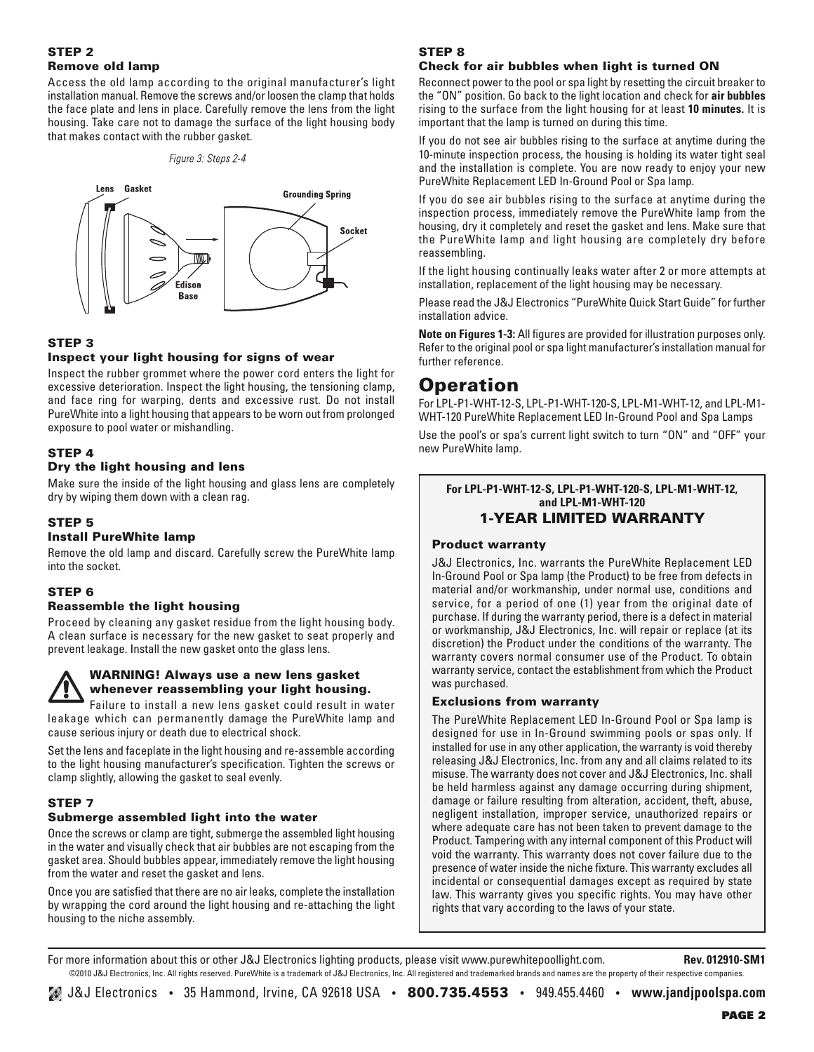### STEP 2

#### Remove old lamp

Access the old lamp according to the original manufacturer's light installation manual. Remove the screws and/or loosen the clamp that holds the face plate and lens in place. Carefully remove the lens from the light housing. Take care not to damage the surface of the light housing body that makes contact with the rubber gasket.

*Figure 3: Steps 2-4*

Lens
Gasket
Grounding Spring
Socket
Edison Base

### STEP 3

#### Inspect your light housing for signs of wear

Inspect the rubber grommet where the power cord enters the light for excessive deterioration. Inspect the light housing, the tensioning clamp, and face ring for warping, dents and excessive rust. Do not install PureWhite into a light housing that appears to be worn out from prolonged exposure to pool water or mishandling.

### STEP 4

#### Dry the light housing and lens

Make sure the inside of the light housing and glass lens are completely dry by wiping them down with a clean rag.

### STEP 5

#### Install PureWhite lamp

Remove the old lamp and discard. Carefully screw the PureWhite lamp into the socket.

### STEP 6

#### Reassemble the light housing

Proceed by cleaning any gasket residue from the light housing body. A clean surface is necessary for the new gasket to seat properly and prevent leakage. Install the new gasket onto the glass lens.

**WARNING! Always use a new lens gasket whenever reassembling your light housing.**

Failure to install a new lens gasket could result in water leakage which can permanently damage the PureWhite lamp and cause serious injury or death due to electrical shock.

Set the lens and faceplate in the light housing and re-assemble according to the light housing manufacturer's specification. Tighten the screws or clamp slightly, allowing the gasket to seal evenly.

### STEP 7

#### Submerge assembled light into the water

Once the screws or clamp are tight, submerge the assembled light housing in the water and visually check that air bubbles are not escaping from the gasket area. Should bubbles appear, immediately remove the light housing from the water and reset the gasket and lens.

Once you are satisfied that there are no air leaks, complete the installation by wrapping the cord around the light housing and re-attaching the light housing to the niche assembly.

### STEP 8

#### Check for air bubbles when light is turned ON

Reconnect power to the pool or spa light by resetting the circuit breaker to the "ON" position. Go back to the light location and check for **air bubbles** rising to the surface from the light housing for at least **10 minutes.** It is important that the lamp is turned on during this time.

If you do not see air bubbles rising to the surface at anytime during the 10-minute inspection process, the housing is holding its water tight seal and the installation is complete. You are now ready to enjoy your new PureWhite Replacement LED In-Ground Pool or Spa lamp.

If you do see air bubbles rising to the surface at anytime during the inspection process, immediately remove the PureWhite lamp from the housing, dry it completely and reset the gasket and lens. Make sure that the PureWhite lamp and light housing are completely dry before reassembling.

If the light housing continually leaks water after 2 or more attempts at installation, replacement of the light housing may be necessary.

Please read the J&J Electronics "PureWhite Quick Start Guide" for further installation advice.

**Note on Figures 1-3:** All figures are provided for illustration purposes only. Refer to the original pool or spa light manufacturer's installation manual for further reference.

# Operation

For LPL-P1-WHT-12-S, LPL-P1-WHT-120-S, LPL-M1-WHT-12, and LPL-M1-WHT-120 PureWhite Replacement LED In-Ground Pool and Spa Lamps

Use the pool's or spa's current light switch to turn "ON" and "OFF" your new PureWhite lamp.

**For LPL-P1-WHT-12-S, LPL-P1-WHT-120-S, LPL-M1-WHT-12, and LPL-M1-WHT-120**

## 1-YEAR LIMITED WARRANTY

#### Product warranty

J&J Electronics, Inc. warrants the PureWhite Replacement LED In-Ground Pool or Spa lamp (the Product) to be free from defects in material and/or workmanship, under normal use, conditions and service, for a period of one (1) year from the original date of purchase. If during the warranty period, there is a defect in material or workmanship, J&J Electronics, Inc. will repair or replace (at its discretion) the Product under the conditions of the warranty. The warranty covers normal consumer use of the Product. To obtain warranty service, contact the establishment from which the Product was purchased.

#### Exclusions from warranty

The PureWhite Replacement LED In-Ground Pool or Spa lamp is designed for use in In-Ground swimming pools or spas only. If installed for use in any other application, the warranty is void thereby releasing J&J Electronics, Inc. from any and all claims related to its misuse. The warranty does not cover and J&J Electronics, Inc. shall be held harmless against any damage occurring during shipment, damage or failure resulting from alteration, accident, theft, abuse, negligent installation, improper service, unauthorized repairs or where adequate care has not been taken to prevent damage to the Product. Tampering with any internal component of this Product will void the warranty. This warranty does not cover failure due to the presence of water inside the niche fixture. This warranty excludes all incidental or consequential damages except as required by state law. This warranty gives you specific rights. You may have other rights that vary according to the laws of your state.

For more information about this or other J&J Electronics lighting products, please visit www.purewhitepoollight.com. **Rev. 012910-SM1**

©2010 J&J Electronics, Inc. All rights reserved. PureWhite is a trademark of J&J Electronics, Inc. All registered and trademarked brands and names are the property of their respective companies.

J&J Electronics • 35 Hammond, Irvine, CA 92618 USA • **800.735.4553** • 949.455.4460 • **www.jandjpoolspa.com**